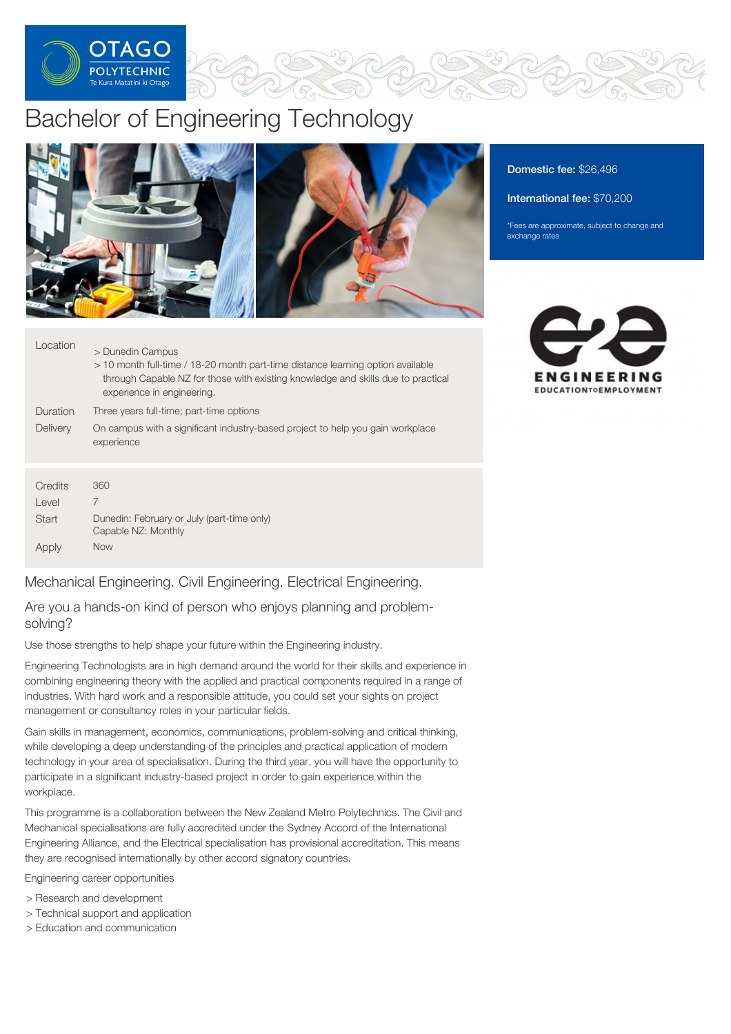# Bachelor of Engineering Technology

**Domestic fee:** $26,496

**International fee:** $70,200

*Fees are approximate, subject to change and exchange rates

| | |
|---|---|
| Location | > Dunedin Campus<br>> 10 month full-time / 18-20 month part-time distance learning option available through Capable NZ for those with existing knowledge and skills due to practical experience in engineering. |
| Duration | Three years full-time; part-time options |
| Delivery | On campus with a significant industry-based project to help you gain workplace experience |

| | |
|---|---|
| Credits | 360 |
| Level | 7 |
| Start | Dunedin: February or July (part-time only)<br>Capable NZ: Monthly |
| Apply | Now |

## Mechanical Engineering. Civil Engineering. Electrical Engineering.

### Are you a hands-on kind of person who enjoys planning and problem-solving?

Use those strengths to help shape your future within the Engineering industry.

Engineering Technologists are in high demand around the world for their skills and experience in combining engineering theory with the applied and practical components required in a range of industries. With hard work and a responsible attitude, you could set your sights on project management or consultancy roles in your particular fields.

Gain skills in management, economics, communications, problem-solving and critical thinking, while developing a deep understanding of the principles and practical application of modern technology in your area of specialisation. During the third year, you will have the opportunity to participate in a significant industry-based project in order to gain experience within the workplace.

This programme is a collaboration between the New Zealand Metro Polytechnics. The Civil and Mechanical specialisations are fully accredited under the Sydney Accord of the International Engineering Alliance, and the Electrical specialisation has provisional accreditation. This means they are recognised internationally by other accord signatory countries.

Engineering career opportunities

> Research and development
> Technical support and application
> Education and communication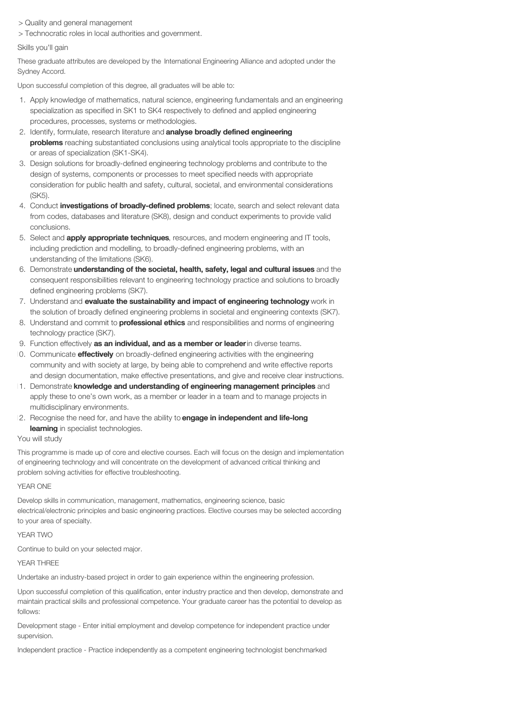> Quality and general management
> Technocratic roles in local authorities and government.

Skills you'll gain

These graduate attributes are developed by the International Engineering Alliance and adopted under the Sydney Accord.

Upon successful completion of this degree, all graduates will be able to:

1. Apply knowledge of mathematics, natural science, engineering fundamentals and an engineering specialization as specified in SK1 to SK4 respectively to defined and applied engineering procedures, processes, systems or methodologies.
2. Identify, formulate, research literature and **analyse broadly defined engineering problems** reaching substantiated conclusions using analytical tools appropriate to the discipline or areas of specialization (SK1-SK4).
3. Design solutions for broadly-defined engineering technology problems and contribute to the design of systems, components or processes to meet specified needs with appropriate consideration for public health and safety, cultural, societal, and environmental considerations (SK5).
4. Conduct **investigations of broadly-defined problems**; locate, search and select relevant data from codes, databases and literature (SK8), design and conduct experiments to provide valid conclusions.
5. Select and **apply appropriate techniques**, resources, and modern engineering and IT tools, including prediction and modelling, to broadly-defined engineering problems, with an understanding of the limitations (SK6).
6. Demonstrate **understanding of the societal, health, safety, legal and cultural issues** and the consequent responsibilities relevant to engineering technology practice and solutions to broadly defined engineering problems (SK7).
7. Understand and **evaluate the sustainability and impact of engineering technology** work in the solution of broadly defined engineering problems in societal and engineering contexts (SK7).
8. Understand and commit to **professional ethics** and responsibilities and norms of engineering technology practice (SK7).
9. Function effectively **as an individual, and as a member or leader** in diverse teams.
10. Communicate **effectively** on broadly-defined engineering activities with the engineering community and with society at large, by being able to comprehend and write effective reports and design documentation, make effective presentations, and give and receive clear instructions.
11. Demonstrate **knowledge and understanding of engineering management principles** and apply these to one's own work, as a member or leader in a team and to manage projects in multidisciplinary environments.
12. Recognise the need for, and have the ability to **engage in independent and life-long learning** in specialist technologies.

You will study

This programme is made up of core and elective courses. Each will focus on the design and implementation of engineering technology and will concentrate on the development of advanced critical thinking and problem solving activities for effective troubleshooting.

YEAR ONE

Develop skills in communication, management, mathematics, engineering science, basic electrical/electronic principles and basic engineering practices. Elective courses may be selected according to your area of specialty.

YEAR TWO

Continue to build on your selected major.

YEAR THREE

Undertake an industry-based project in order to gain experience within the engineering profession.

Upon successful completion of this qualification, enter industry practice and then develop, demonstrate and maintain practical skills and professional competence. Your graduate career has the potential to develop as follows:

Development stage - Enter initial employment and develop competence for independent practice under supervision.

Independent practice - Practice independently as a competent engineering technologist benchmarked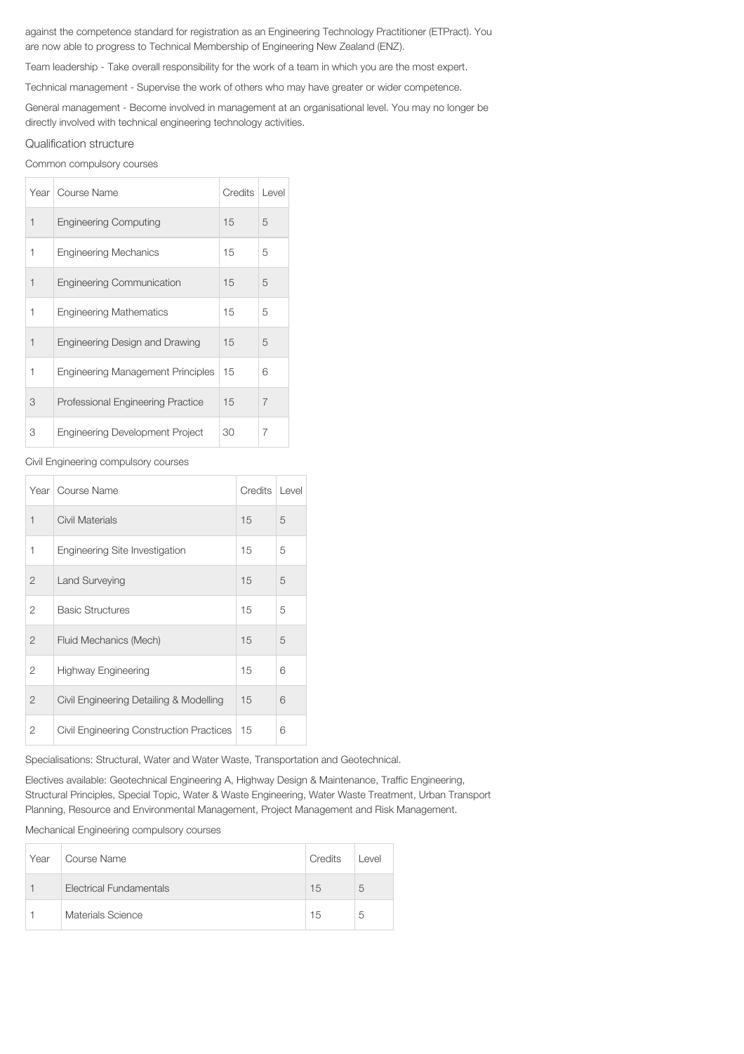against the competence standard for registration as an Engineering Technology Practitioner (ETPract). You are now able to progress to Technical Membership of Engineering New Zealand (ENZ).

Team leadership - Take overall responsibility for the work of a team in which you are the most expert.

Technical management - Supervise the work of others who may have greater or wider competence.

General management - Become involved in management at an organisational level. You may no longer be directly involved with technical engineering technology activities.

## Qualification structure

Common compulsory courses

| Year | Course Name | Credits | Level |
|---|---|---|---|
| 1 | Engineering Computing | 15 | 5 |
| 1 | Engineering Mechanics | 15 | 5 |
| 1 | Engineering Communication | 15 | 5 |
| 1 | Engineering Mathematics | 15 | 5 |
| 1 | Engineering Design and Drawing | 15 | 5 |
| 1 | Engineering Management Principles | 15 | 6 |
| 3 | Professional Engineering Practice | 15 | 7 |
| 3 | Engineering Development Project | 30 | 7 |

Civil Engineering compulsory courses

| Year | Course Name | Credits | Level |
|---|---|---|---|
| 1 | Civil Materials | 15 | 5 |
| 1 | Engineering Site Investigation | 15 | 5 |
| 2 | Land Surveying | 15 | 5 |
| 2 | Basic Structures | 15 | 5 |
| 2 | Fluid Mechanics (Mech) | 15 | 5 |
| 2 | Highway Engineering | 15 | 6 |
| 2 | Civil Engineering Detailing & Modelling | 15 | 6 |
| 2 | Civil Engineering Construction Practices | 15 | 6 |

Specialisations: Structural, Water and Water Waste, Transportation and Geotechnical.

Electives available: Geotechnical Engineering A, Highway Design & Maintenance, Traffic Engineering, Structural Principles, Special Topic, Water & Waste Engineering, Water Waste Treatment, Urban Transport Planning, Resource and Environmental Management, Project Management and Risk Management.

Mechanical Engineering compulsory courses

| Year | Course Name | Credits | Level |
|---|---|---|---|
| 1 | Electrical Fundamentals | 15 | 5 |
| 1 | Materials Science | 15 | 5 |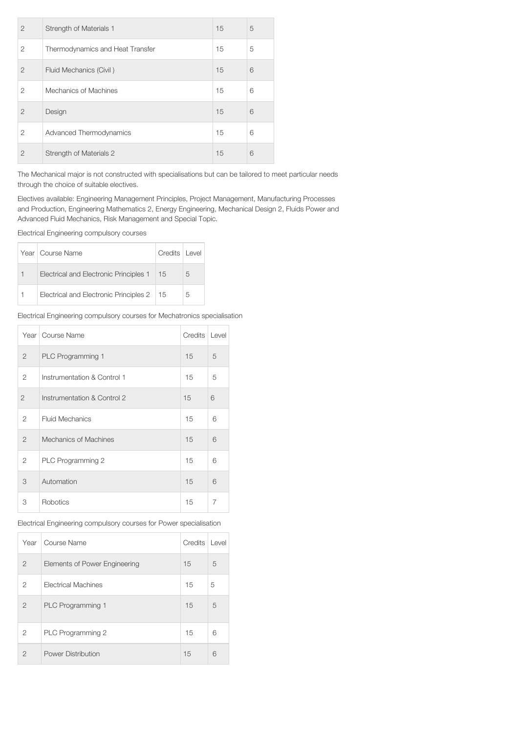| 2 | Strength of Materials 1 | 15 | 5 |
|---|---|---|---|
| 2 | Thermodynamics and Heat Transfer | 15 | 5 |
| 2 | Fluid Mechanics (Civil ) | 15 | 6 |
| 2 | Mechanics of Machines | 15 | 6 |
| 2 | Design | 15 | 6 |
| 2 | Advanced Thermodynamics | 15 | 6 |
| 2 | Strength of Materials 2 | 15 | 6 |

The Mechanical major is not constructed with specialisations but can be tailored to meet particular needs through the choice of suitable electives.

Electives available: Engineering Management Principles, Project Management, Manufacturing Processes and Production, Engineering Mathematics 2, Energy Engineering, Mechanical Design 2, Fluids Power and Advanced Fluid Mechanics, Risk Management and Special Topic.

Electrical Engineering compulsory courses

| Year | Course Name | Credits | Level |
|---|---|---|---|
| 1 | Electrical and Electronic Principles 1 | 15 | 5 |
| 1 | Electrical and Electronic Principles 2 | 15 | 5 |

Electrical Engineering compulsory courses for Mechatronics specialisation

| Year | Course Name | Credits | Level |
|---|---|---|---|
| 2 | PLC Programming 1 | 15 | 5 |
| 2 | Instrumentation & Control 1 | 15 | 5 |
| 2 | Instrumentation & Control 2 | 15 | 6 |
| 2 | Fluid Mechanics | 15 | 6 |
| 2 | Mechanics of Machines | 15 | 6 |
| 2 | PLC Programming 2 | 15 | 6 |
| 3 | Automation | 15 | 6 |
| 3 | Robotics | 15 | 7 |

Electrical Engineering compulsory courses for Power specialisation

| Year | Course Name | Credits | Level |
|---|---|---|---|
| 2 | Elements of Power Engineering | 15 | 5 |
| 2 | Electrical Machines | 15 | 5 |
| 2 | PLC Programming 1 | 15 | 5 |
| 2 | PLC Programming 2 | 15 | 6 |
| 2 | Power Distribution | 15 | 6 |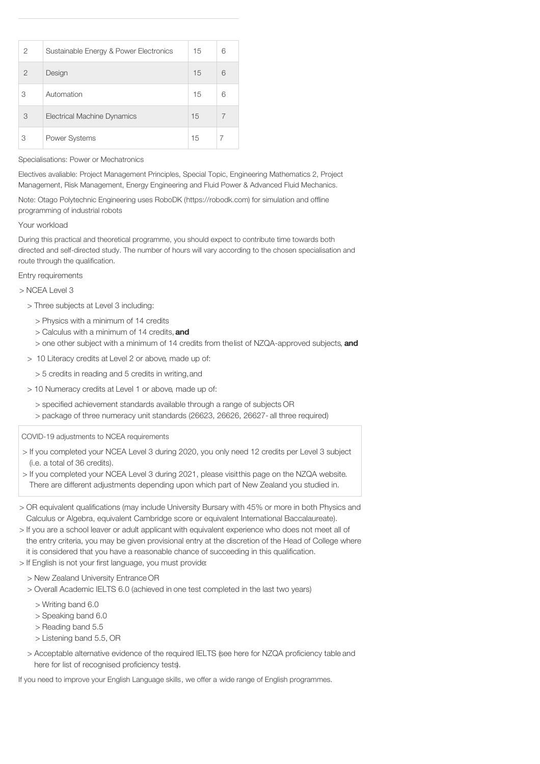| 2 | Sustainable Energy & Power Electronics | 15 | 6 |
|---|---|---|---|
| 2 | Design | 15 | 6 |
| 3 | Automation | 15 | 6 |
| 3 | Electrical Machine Dynamics | 15 | 7 |
| 3 | Power Systems | 15 | 7 |

Specialisations: Power or Mechatronics

Electives avaliable: Project Management Principles, Special Topic, Engineering Mathematics 2, Project Management, Risk Management, Energy Engineering and Fluid Power & Advanced Fluid Mechanics.

Note: Otago Polytechnic Engineering uses RoboDK (https://robodk.com) for simulation and offline programming of industrial robots

Your workload

During this practical and theoretical programme, you should expect to contribute time towards both directed and self-directed study. The number of hours will vary according to the chosen specialisation and route through the qualification.

Entry requirements

> NCEA Level 3

  > Three subjects at Level 3 including:

    > Physics with a minimum of 14 credits

    > Calculus with a minimum of 14 credits, **and**

    > one other subject with a minimum of 14 credits from the list of NZQA-approved subjects, **and**

  > 10 Literacy credits at Level 2 or above, made up of:

    > 5 credits in reading and 5 credits in writing, and

  > 10 Numeracy credits at Level 1 or above, made up of:

    > specified achievement standards available through a range of subjects OR

    > package of three numeracy unit standards (26623, 26626, 26627- all three required)

COVID-19 adjustments to NCEA requirements

> If you completed your NCEA Level 3 during 2020, you only need 12 credits per Level 3 subject (i.e. a total of 36 credits).

> If you completed your NCEA Level 3 during 2021, please visit this page on the NZQA website. There are different adjustments depending upon which part of New Zealand you studied in.

> OR equivalent qualifications (may include University Bursary with 45% or more in both Physics and Calculus or Algebra, equivalent Cambridge score or equivalent International Baccalaureate).

> If you are a school leaver or adult applicant with equivalent experience who does not meet all of the entry criteria, you may be given provisional entry at the discretion of the Head of College where it is considered that you have a reasonable chance of succeeding in this qualification.

> If English is not your first language, you must provide:

  > New Zealand University Entrance OR

  > Overall Academic IELTS 6.0 (achieved in one test completed in the last two years)

    > Writing band 6.0

    > Speaking band 6.0

    > Reading band 5.5

    > Listening band 5.5, OR

  > Acceptable alternative evidence of the required IELTS (see here for NZQA proficiency table and here for list of recognised proficiency tests).

If you need to improve your English Language skills, we offer a wide range of English programmes.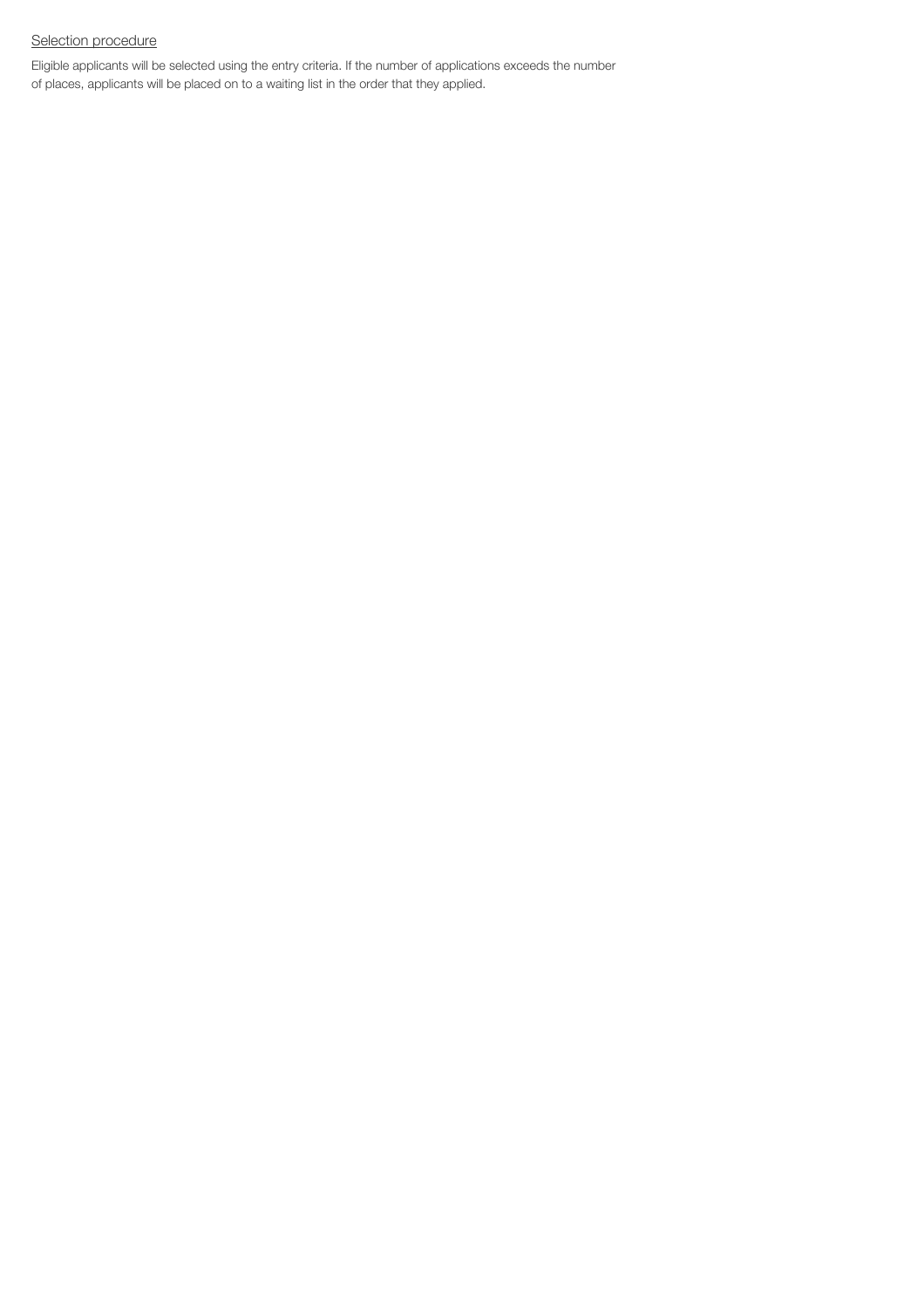Selection procedure

Eligible applicants will be selected using the entry criteria. If the number of applications exceeds the number of places, applicants will be placed on to a waiting list in the order that they applied.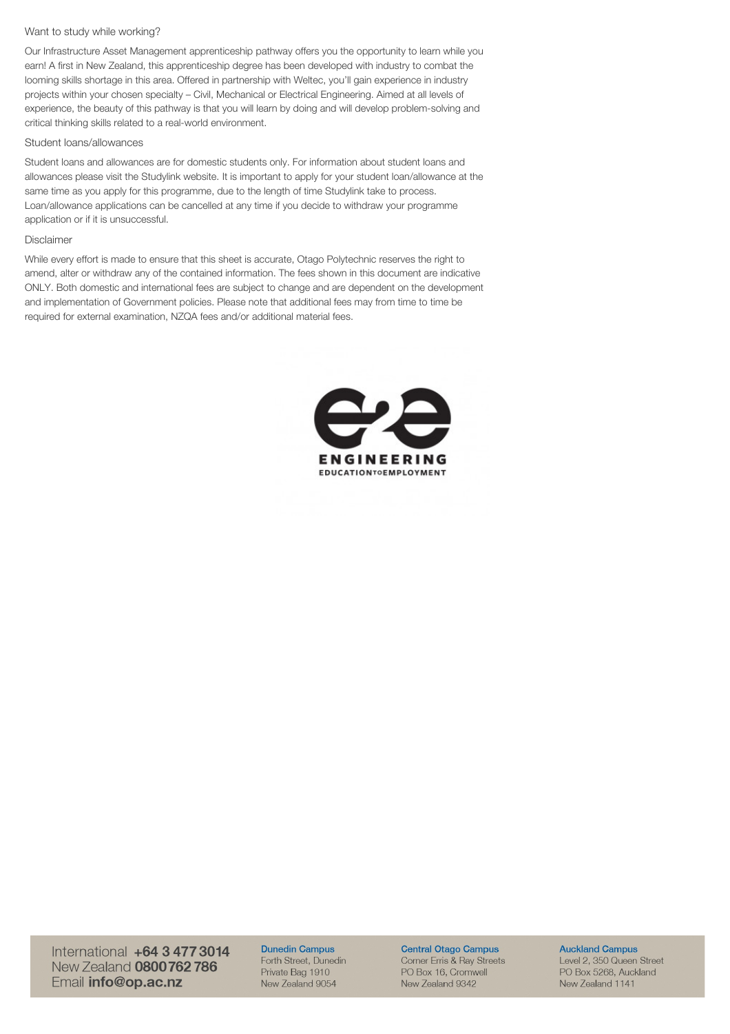## Want to study while working?

Our Infrastructure Asset Management apprenticeship pathway offers you the opportunity to learn while you earn! A first in New Zealand, this apprenticeship degree has been developed with industry to combat the looming skills shortage in this area. Offered in partnership with Weltec, you'll gain experience in industry projects within your chosen specialty – Civil, Mechanical or Electrical Engineering. Aimed at all levels of experience, the beauty of this pathway is that you will learn by doing and will develop problem-solving and critical thinking skills related to a real-world environment.

## Student loans/allowances

Student loans and allowances are for domestic students only. For information about student loans and allowances please visit the Studylink website. It is important to apply for your student loan/allowance at the same time as you apply for this programme, due to the length of time Studylink take to process. Loan/allowance applications can be cancelled at any time if you decide to withdraw your programme application or if it is unsuccessful.

## Disclaimer

While every effort is made to ensure that this sheet is accurate, Otago Polytechnic reserves the right to amend, alter or withdraw any of the contained information. The fees shown in this document are indicative ONLY. Both domestic and international fees are subject to change and are dependent on the development and implementation of Government policies. Please note that additional fees may from time to time be required for external examination, NZQA fees and/or additional material fees.

ENGINEERING
EDUCATION TO EMPLOYMENT

International **+64 3 477 3014**
New Zealand **0800 762 786**
Email **info@op.ac.nz**

**Dunedin Campus**
Forth Street, Dunedin
Private Bag 1910
New Zealand 9054

**Central Otago Campus**
Corner Erris & Ray Streets
PO Box 16, Cromwell
New Zealand 9342

**Auckland Campus**
Level 2, 350 Queen Street
PO Box 5268, Auckland
New Zealand 1141